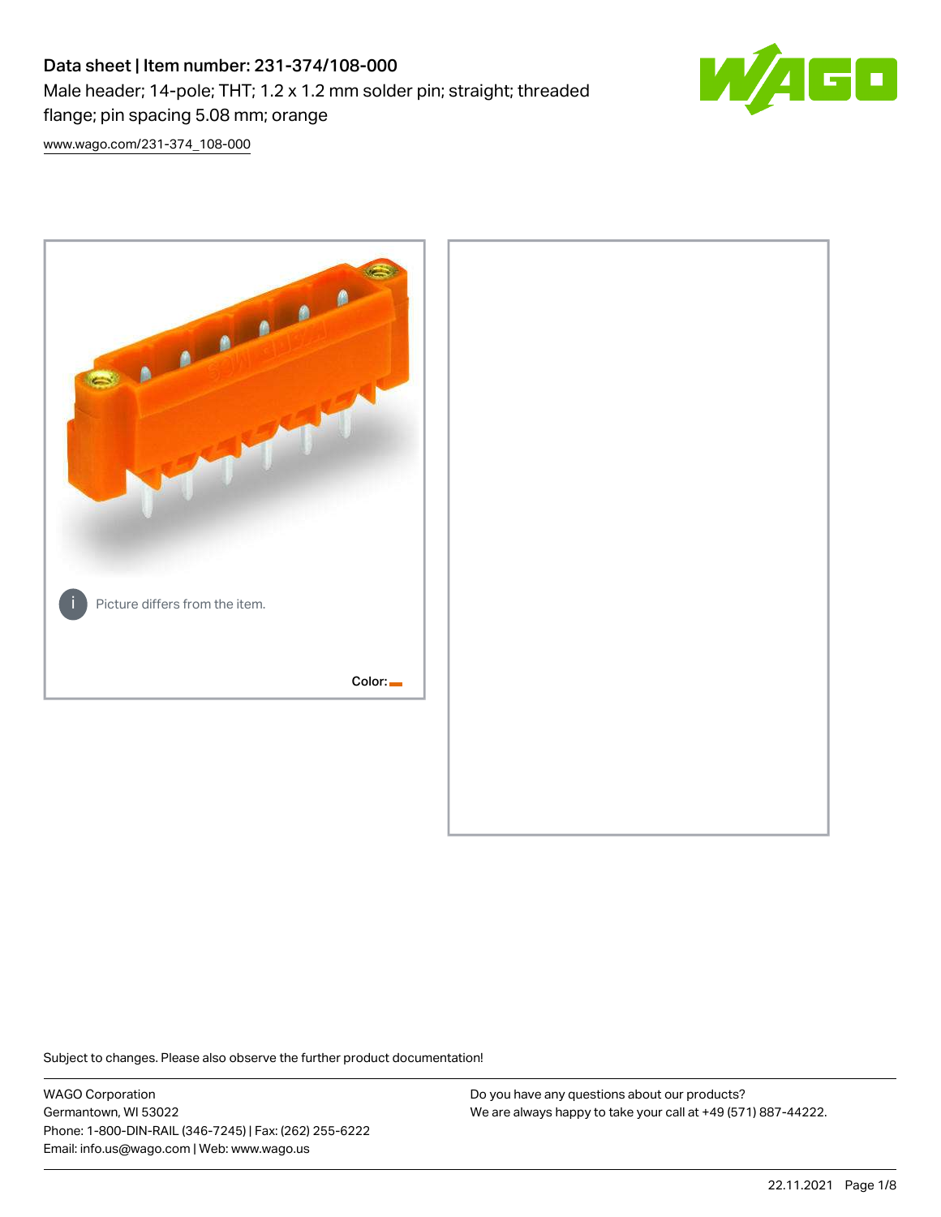# Data sheet | Item number: 231-374/108-000

Male header; 14-pole; THT; 1.2 x 1.2 mm solder pin; straight; threaded flange; pin spacing 5.08 mm; orange

[www.wago.com/231-374_108-000](http://www.wago.com/231-374_108-000)

Picture differs from the item.

Color:

Subject to changes. Please also observe the further product documentation!

WAGO Corporation
Germantown, WI 53022
Phone: 1-800-DIN-RAIL (346-7245) | Fax: (262) 255-6222
Email: info.us@wago.com | Web: www.wago.us

Do you have any questions about our products?
We are always happy to take your call at +49 (571) 887-44222.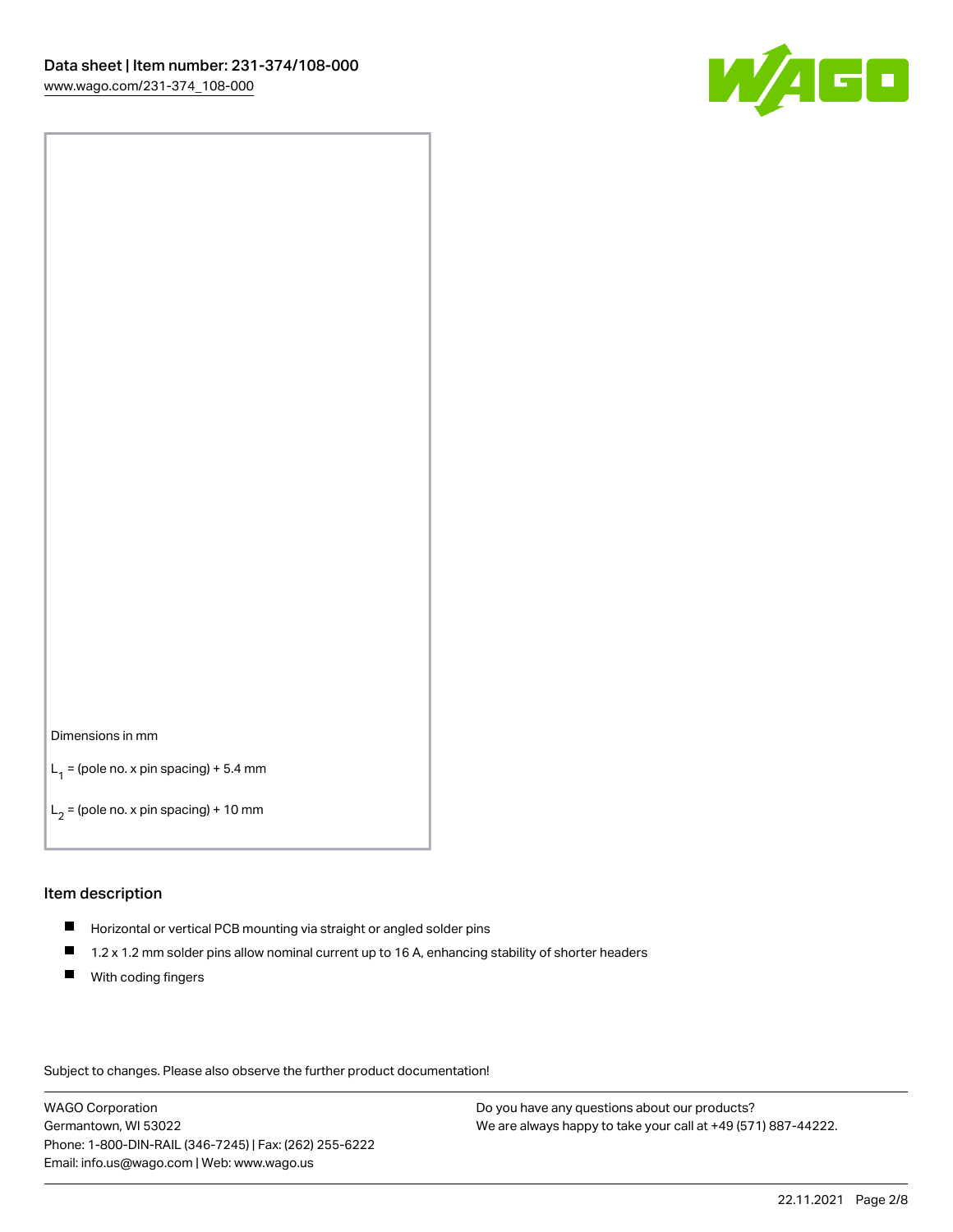Dimensions in mm

$L_1$ = (pole no. x pin spacing) + 5.4 mm

$L_2$ = (pole no. x pin spacing) + 10 mm

## Item description

- Horizontal or vertical PCB mounting via straight or angled solder pins
- 1.2 x 1.2 mm solder pins allow nominal current up to 16 A, enhancing stability of shorter headers
- With coding fingers

Subject to changes. Please also observe the further product documentation!

WAGO Corporation
Germantown, WI 53022
Phone: 1-800-DIN-RAIL (346-7245) | Fax: (262) 255-6222
Email: info.us@wago.com | Web: www.wago.us

Do you have any questions about our products?
We are always happy to take your call at +49 (571) 887-44222.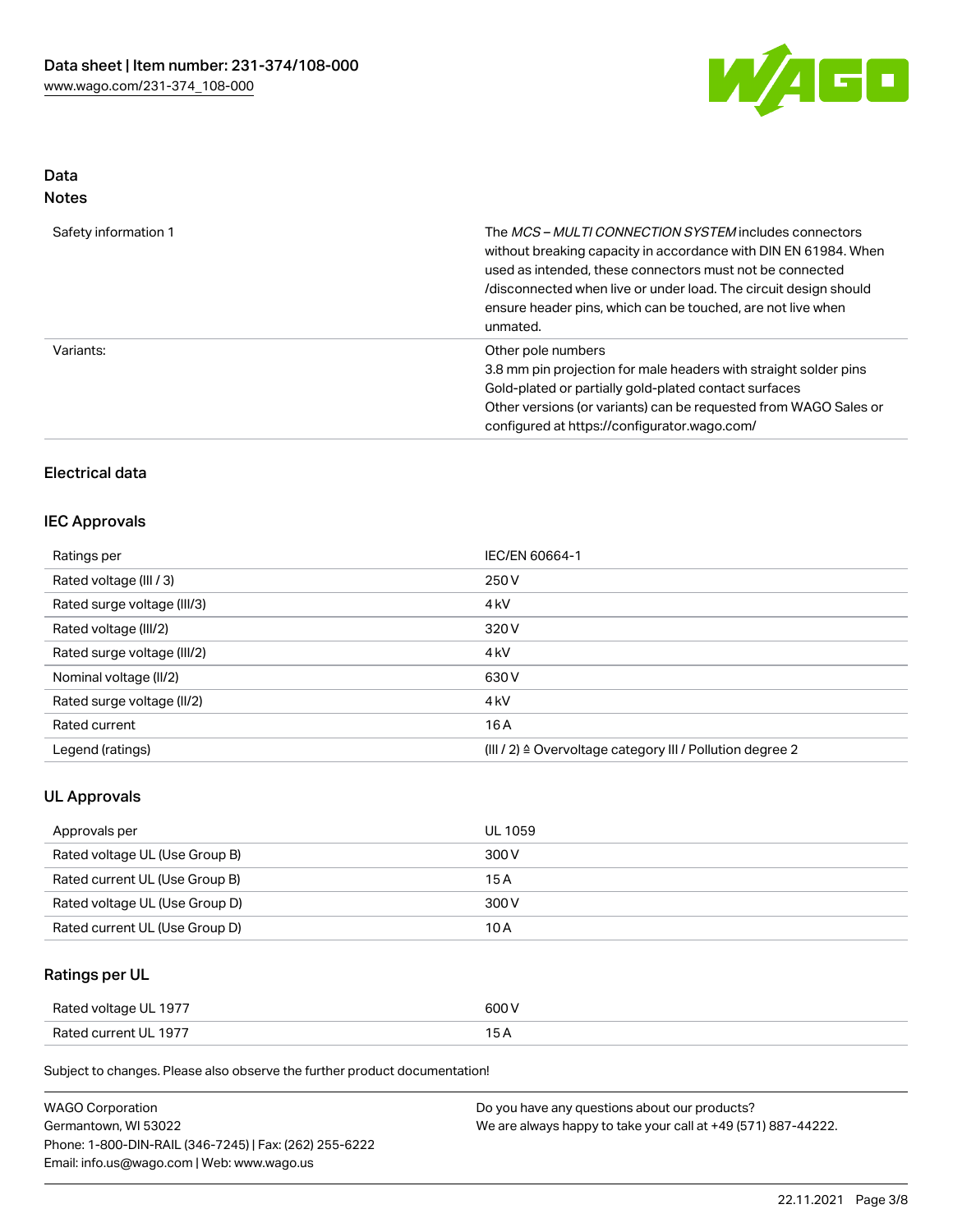## Data
### Notes

| | |
|---|---|
| Safety information 1 | The *MCS – MULTI CONNECTION SYSTEM* includes connectors without breaking capacity in accordance with DIN EN 61984. When used as intended, these connectors must not be connected /disconnected when live or under load. The circuit design should ensure header pins, which can be touched, are not live when unmated. |
| Variants: | Other pole numbers<br>3.8 mm pin projection for male headers with straight solder pins<br>Gold-plated or partially gold-plated contact surfaces<br>Other versions (or variants) can be requested from WAGO Sales or configured at https://configurator.wago.com/ |

## Electrical data

### IEC Approvals

| | |
|---|---|
| Ratings per | IEC/EN 60664-1 |
| Rated voltage (III / 3) | 250 V |
| Rated surge voltage (III/3) | 4 kV |
| Rated voltage (III/2) | 320 V |
| Rated surge voltage (III/2) | 4 kV |
| Nominal voltage (II/2) | 630 V |
| Rated surge voltage (II/2) | 4 kV |
| Rated current | 16 A |
| Legend (ratings) | (III / 2) ≙ Overvoltage category III / Pollution degree 2 |

### UL Approvals

| | |
|---|---|
| Approvals per | UL 1059 |
| Rated voltage UL (Use Group B) | 300 V |
| Rated current UL (Use Group B) | 15 A |
| Rated voltage UL (Use Group D) | 300 V |
| Rated current UL (Use Group D) | 10 A |

### Ratings per UL

| | |
|---|---|
| Rated voltage UL 1977 | 600 V |
| Rated current UL 1977 | 15 A |

Subject to changes. Please also observe the further product documentation!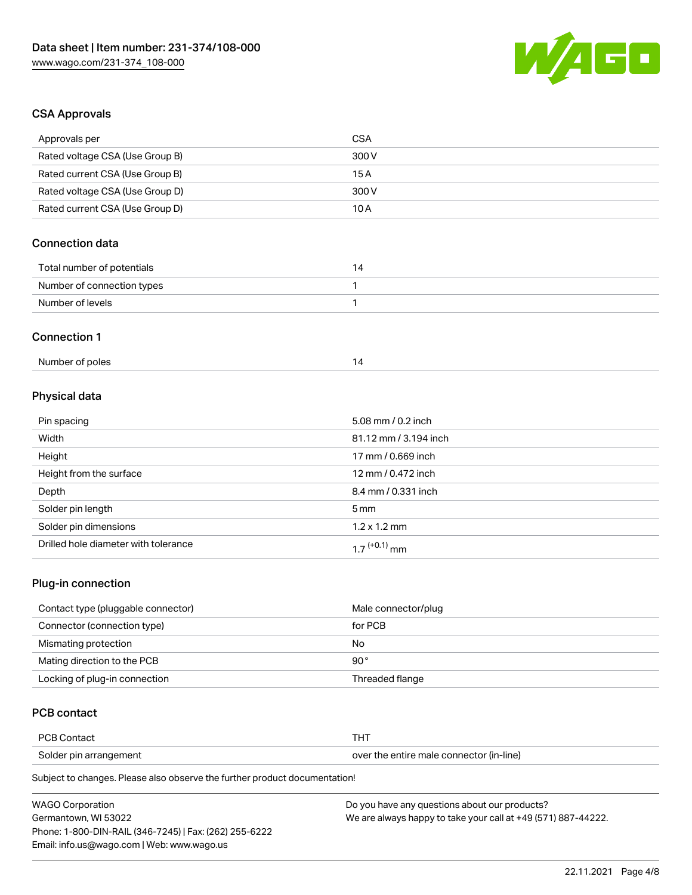## CSA Approvals

| | |
|---|---|
| Approvals per | CSA |
| Rated voltage CSA (Use Group B) | 300 V |
| Rated current CSA (Use Group B) | 15 A |
| Rated voltage CSA (Use Group D) | 300 V |
| Rated current CSA (Use Group D) | 10 A |

## Connection data

| | |
|---|---|
| Total number of potentials | 14 |
| Number of connection types | 1 |
| Number of levels | 1 |

## Connection 1

| | |
|---|---|
| Number of poles | 14 |

## Physical data

| | |
|---|---|
| Pin spacing | 5.08 mm / 0.2 inch |
| Width | 81.12 mm / 3.194 inch |
| Height | 17 mm / 0.669 inch |
| Height from the surface | 12 mm / 0.472 inch |
| Depth | 8.4 mm / 0.331 inch |
| Solder pin length | 5 mm |
| Solder pin dimensions | 1.2 x 1.2 mm |
| Drilled hole diameter with tolerance | $1.7^{(+0.1)}$ mm |

## Plug-in connection

| | |
|---|---|
| Contact type (pluggable connector) | Male connector/plug |
| Connector (connection type) | for PCB |
| Mismating protection | No |
| Mating direction to the PCB | 90 ° |
| Locking of plug-in connection | Threaded flange |

## PCB contact

| | |
|---|---|
| PCB Contact | THT |
| Solder pin arrangement | over the entire male connector (in-line) |

Subject to changes. Please also observe the further product documentation!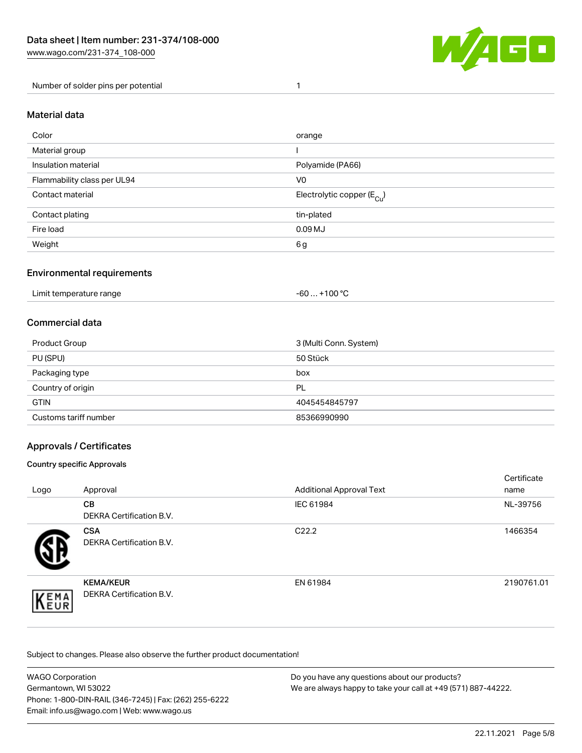| Number of solder pins per potential | 1 |
|---|---|

## Material data

| Color | orange |
|---|---|
| Material group | I |
| Insulation material | Polyamide (PA66) |
| Flammability class per UL94 | V0 |
| Contact material | Electrolytic copper ($E_{Cu}$) |
| Contact plating | tin-plated |
| Fire load | 0.09 MJ |
| Weight | 6 g |

## Environmental requirements

| Limit temperature range | -60 … +100 °C |
|---|---|

## Commercial data

| Product Group | 3 (Multi Conn. System) |
|---|---|
| PU (SPU) | 50 Stück |
| Packaging type | box |
| Country of origin | PL |
| GTIN | 4045454845797 |
| Customs tariff number | 85366990990 |

## Approvals / Certificates

### Country specific Approvals

| Logo | Approval | Additional Approval Text | Certificate name |
|---|---|---|---|
| | **CB**<br>DEKRA Certification B.V. | IEC 61984 | NL-39756 |
| | **CSA**<br>DEKRA Certification B.V. | C22.2 | 1466354 |
| | **KEMA/KEUR**<br>DEKRA Certification B.V. | EN 61984 | 2190761.01 |

Subject to changes. Please also observe the further product documentation!

WAGO Corporation
Germantown, WI 53022
Phone: 1-800-DIN-RAIL (346-7245) | Fax: (262) 255-6222
Email: info.us@wago.com | Web: www.wago.us

Do you have any questions about our products?
We are always happy to take your call at +49 (571) 887-44222.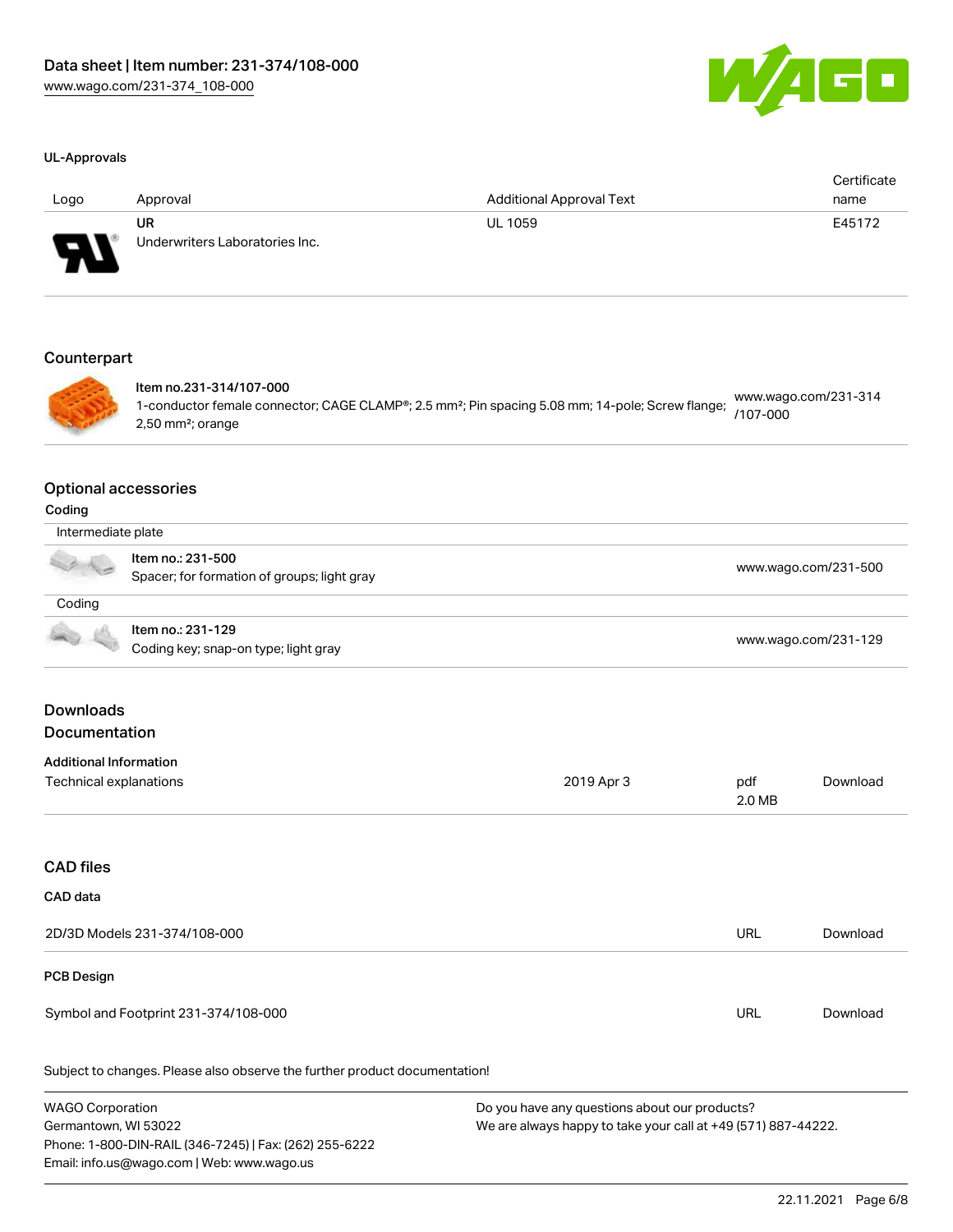### UL-Approvals

| Logo | Approval | Additional Approval Text | Certificate name |
|---|---|---|---|
| | UR<br>Underwriters Laboratories Inc. | UL 1059 | E45172 |

### Counterpart

| | | |
|---|---|---|
| | **Item no.231-314/107-000**<br>1-conductor female connector; CAGE CLAMP®; 2.5 mm²; Pin spacing 5.08 mm; 14-pole; Screw flange; 2,50 mm²; orange | www.wago.com/231-314/107-000 |

### Optional accessories

**Coding**

| | | |
|---|---|---|
| Intermediate plate | | |
| | **Item no.: 231-500**<br>Spacer; for formation of groups; light gray | www.wago.com/231-500 |
| Coding | | |
| | **Item no.: 231-129**<br>Coding key; snap-on type; light gray | www.wago.com/231-129 |

### Downloads

### Documentation

**Additional Information**

| | | | |
|---|---|---|---|
| Technical explanations | 2019 Apr 3 | pdf<br>2.0 MB | Download |

### CAD files

**CAD data**

| | | |
|---|---|---|
| 2D/3D Models 231-374/108-000 | URL | Download |

**PCB Design**

| | | |
|---|---|---|
| Symbol and Footprint 231-374/108-000 | URL | Download |

Subject to changes. Please also observe the further product documentation!

WAGO Corporation
Germantown, WI 53022
Phone: 1-800-DIN-RAIL (346-7245) | Fax: (262) 255-6222
Email: info.us@wago.com | Web: www.wago.us

Do you have any questions about our products?
We are always happy to take your call at +49 (571) 887-44222.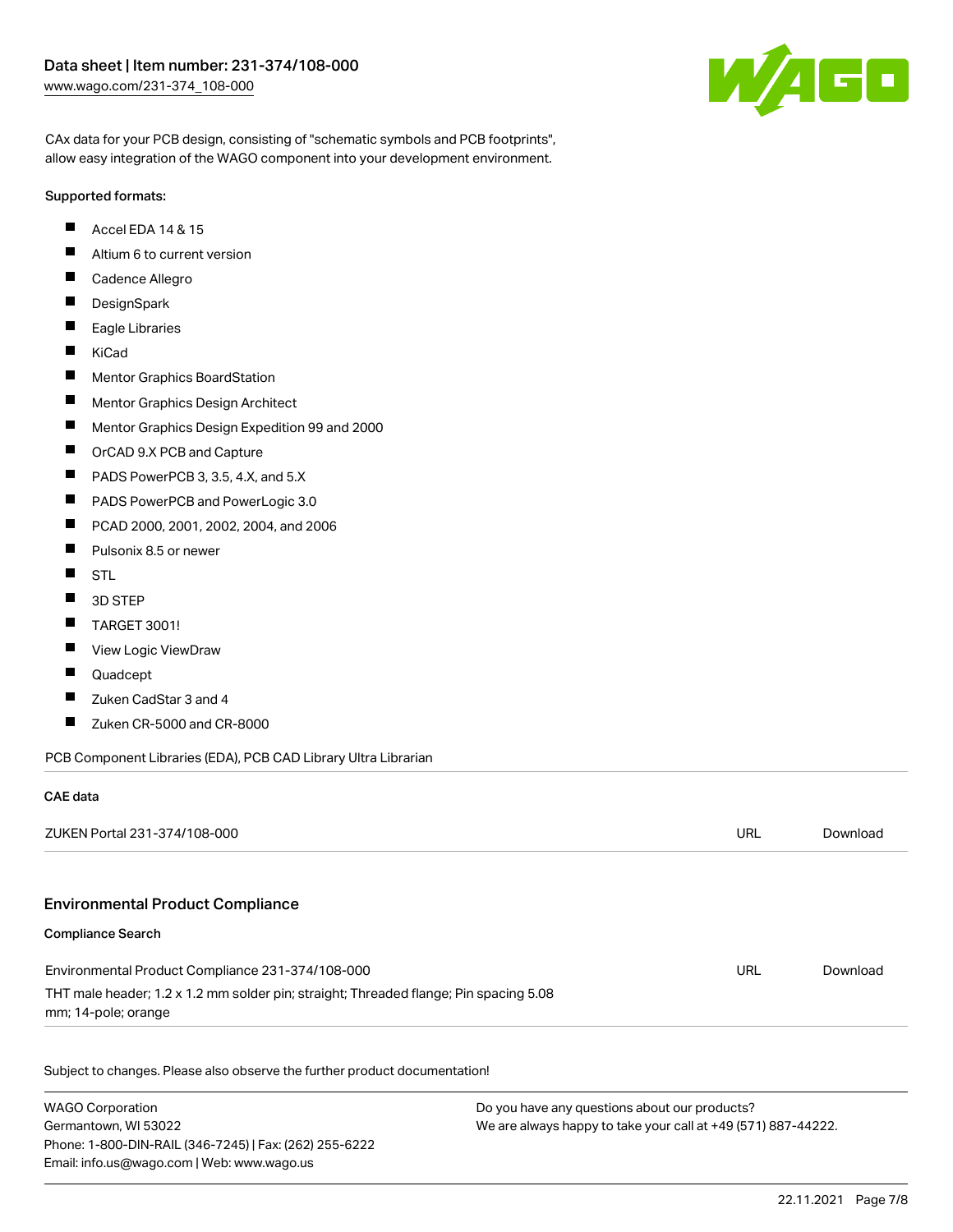CAx data for your PCB design, consisting of "schematic symbols and PCB footprints", allow easy integration of the WAGO component into your development environment.

Supported formats:

- Accel EDA 14 & 15
- Altium 6 to current version
- Cadence Allegro
- DesignSpark
- Eagle Libraries
- KiCad
- Mentor Graphics BoardStation
- Mentor Graphics Design Architect
- Mentor Graphics Design Expedition 99 and 2000
- OrCAD 9.X PCB and Capture
- PADS PowerPCB 3, 3.5, 4.X, and 5.X
- PADS PowerPCB and PowerLogic 3.0
- PCAD 2000, 2001, 2002, 2004, and 2006
- Pulsonix 8.5 or newer
- STL
- 3D STEP
- TARGET 3001!
- View Logic ViewDraw
- Quadcept
- Zuken CadStar 3 and 4
- Zuken CR-5000 and CR-8000

PCB Component Libraries (EDA), PCB CAD Library Ultra Librarian

### CAE data

| | | |
|---|---|---|
| ZUKEN Portal 231-374/108-000 | URL | Download |

## Environmental Product Compliance

### Compliance Search

| | | |
|---|---|---|
| Environmental Product Compliance 231-374/108-000<br>THT male header; 1.2 x 1.2 mm solder pin; straight; Threaded flange; Pin spacing 5.08 mm; 14-pole; orange | URL | Download |

Subject to changes. Please also observe the further product documentation!

WAGO Corporation
Germantown, WI 53022
Phone: 1-800-DIN-RAIL (346-7245) | Fax: (262) 255-6222
Email: info.us@wago.com | Web: www.wago.us

Do you have any questions about our products?
We are always happy to take your call at +49 (571) 887-44222.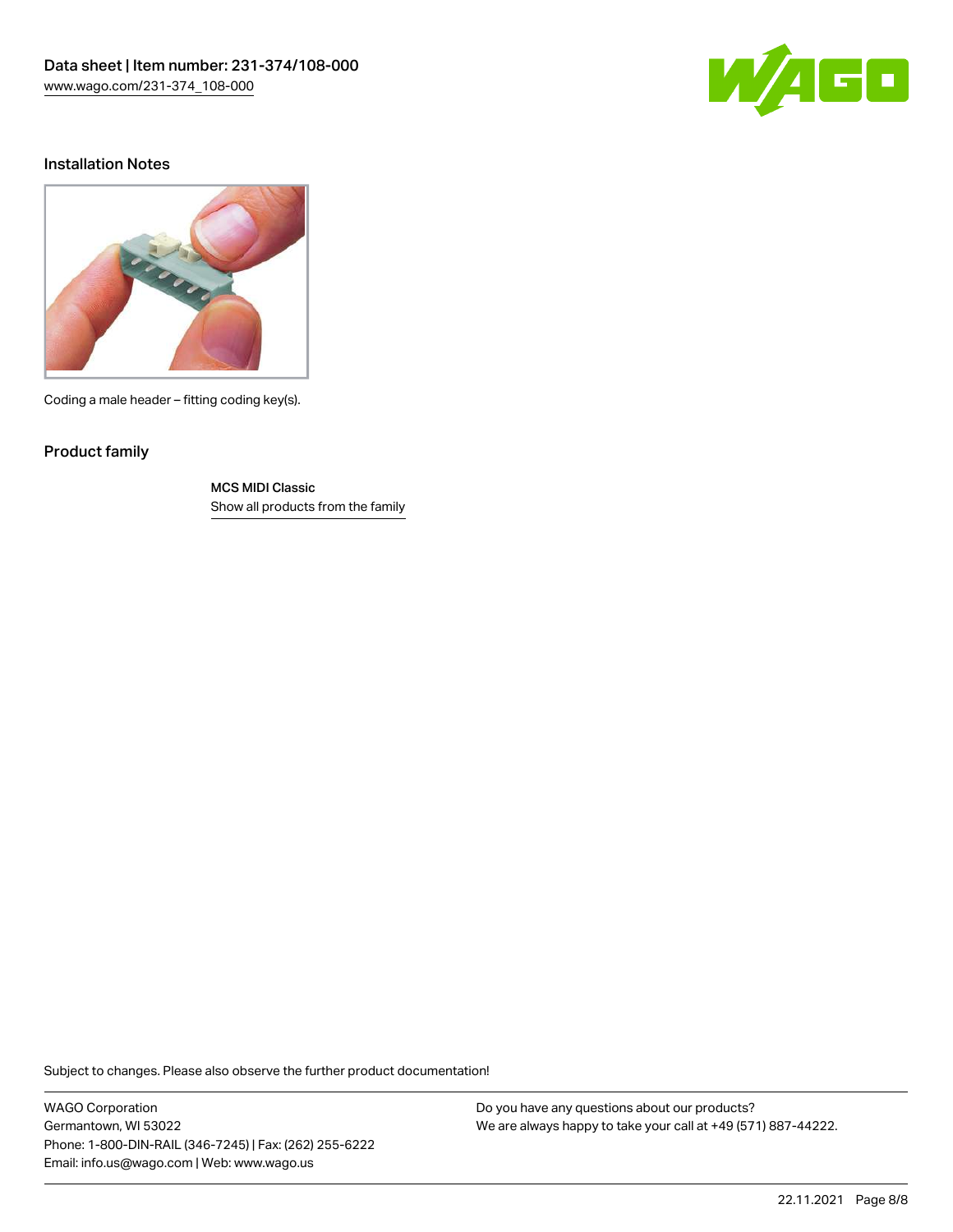## Installation Notes

Coding a male header – fitting coding key(s).

## Product family

MCS MIDI Classic
Show all products from the family

Subject to changes. Please also observe the further product documentation!

WAGO Corporation
Germantown, WI 53022
Phone: 1-800-DIN-RAIL (346-7245) | Fax: (262) 255-6222
Email: info.us@wago.com | Web: www.wago.us

Do you have any questions about our products?
We are always happy to take your call at +49 (571) 887-44222.

22.11.2021